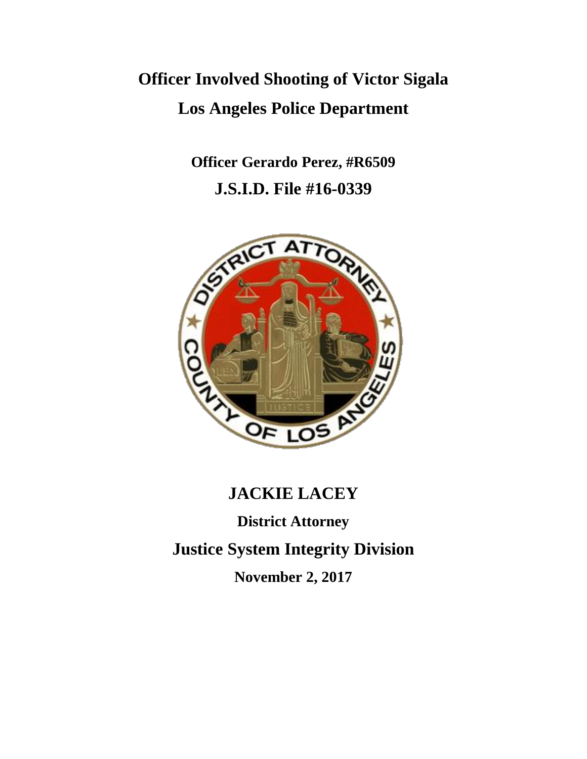# Officer Involved Shooting of Victor Sigala

# Los Angeles Police Department

## Officer Gerardo Perez, #R6509

## J.S.I.D. File #16-0339

## JACKIE LACEY

**District Attorney**

## Justice System Integrity Division

**November 2, 2017**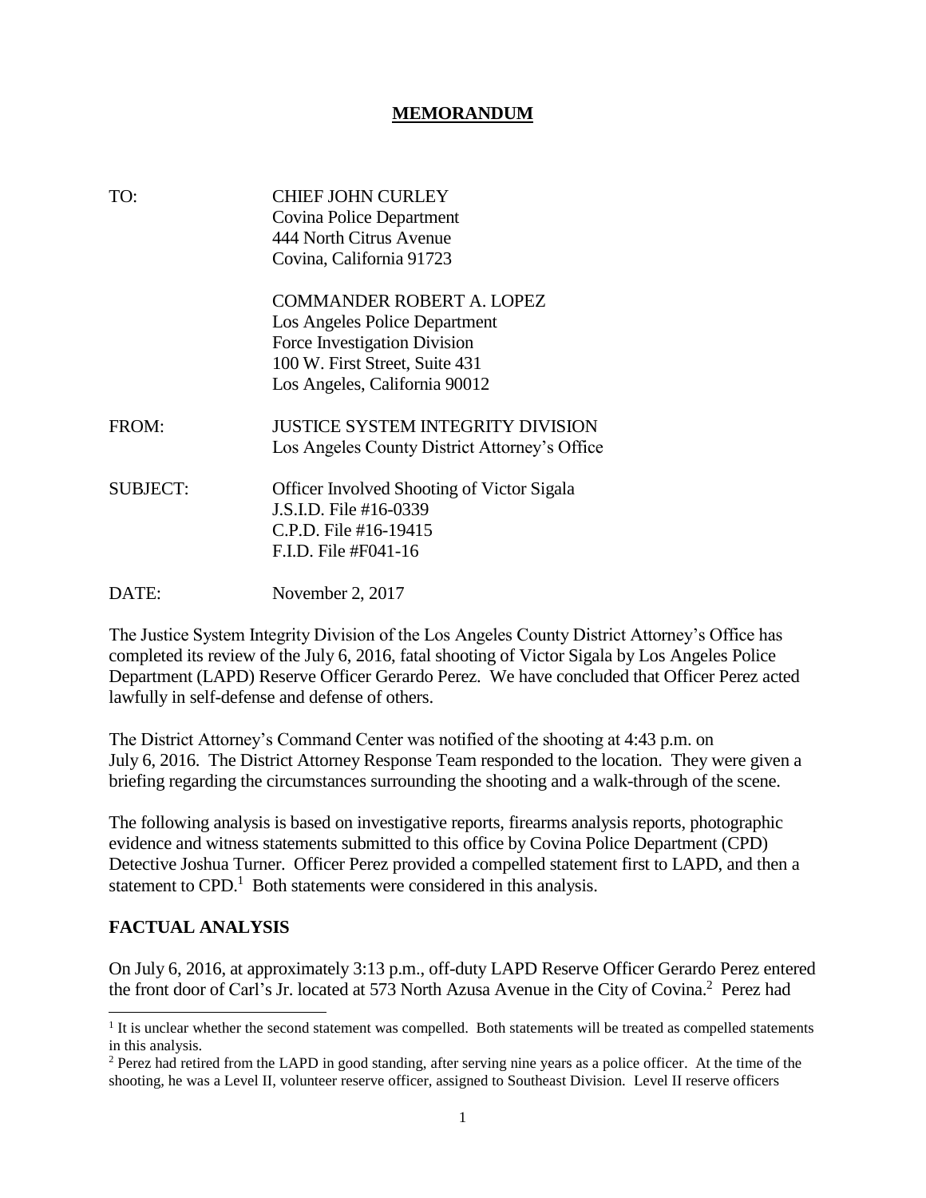# MEMORANDUM

TO: CHIEF JOHN CURLEY
Covina Police Department
444 North Citrus Avenue
Covina, California 91723

COMMANDER ROBERT A. LOPEZ
Los Angeles Police Department
Force Investigation Division
100 W. First Street, Suite 431
Los Angeles, California 90012

FROM: JUSTICE SYSTEM INTEGRITY DIVISION
Los Angeles County District Attorney's Office

SUBJECT: Officer Involved Shooting of Victor Sigala
J.S.I.D. File #16-0339
C.P.D. File #16-19415
F.I.D. File #F041-16

DATE: November 2, 2017

The Justice System Integrity Division of the Los Angeles County District Attorney's Office has completed its review of the July 6, 2016, fatal shooting of Victor Sigala by Los Angeles Police Department (LAPD) Reserve Officer Gerardo Perez. We have concluded that Officer Perez acted lawfully in self-defense and defense of others.

The District Attorney's Command Center was notified of the shooting at 4:43 p.m. on July 6, 2016. The District Attorney Response Team responded to the location. They were given a briefing regarding the circumstances surrounding the shooting and a walk-through of the scene.

The following analysis is based on investigative reports, firearms analysis reports, photographic evidence and witness statements submitted to this office by Covina Police Department (CPD) Detective Joshua Turner. Officer Perez provided a compelled statement first to LAPD, and then a statement to CPD.[1] Both statements were considered in this analysis.

## FACTUAL ANALYSIS

On July 6, 2016, at approximately 3:13 p.m., off-duty LAPD Reserve Officer Gerardo Perez entered the front door of Carl's Jr. located at 573 North Azusa Avenue in the City of Covina.[2] Perez had

---

[1] It is unclear whether the second statement was compelled. Both statements will be treated as compelled statements in this analysis.

[2] Perez had retired from the LAPD in good standing, after serving nine years as a police officer. At the time of the shooting, he was a Level II, volunteer reserve officer, assigned to Southeast Division. Level II reserve officers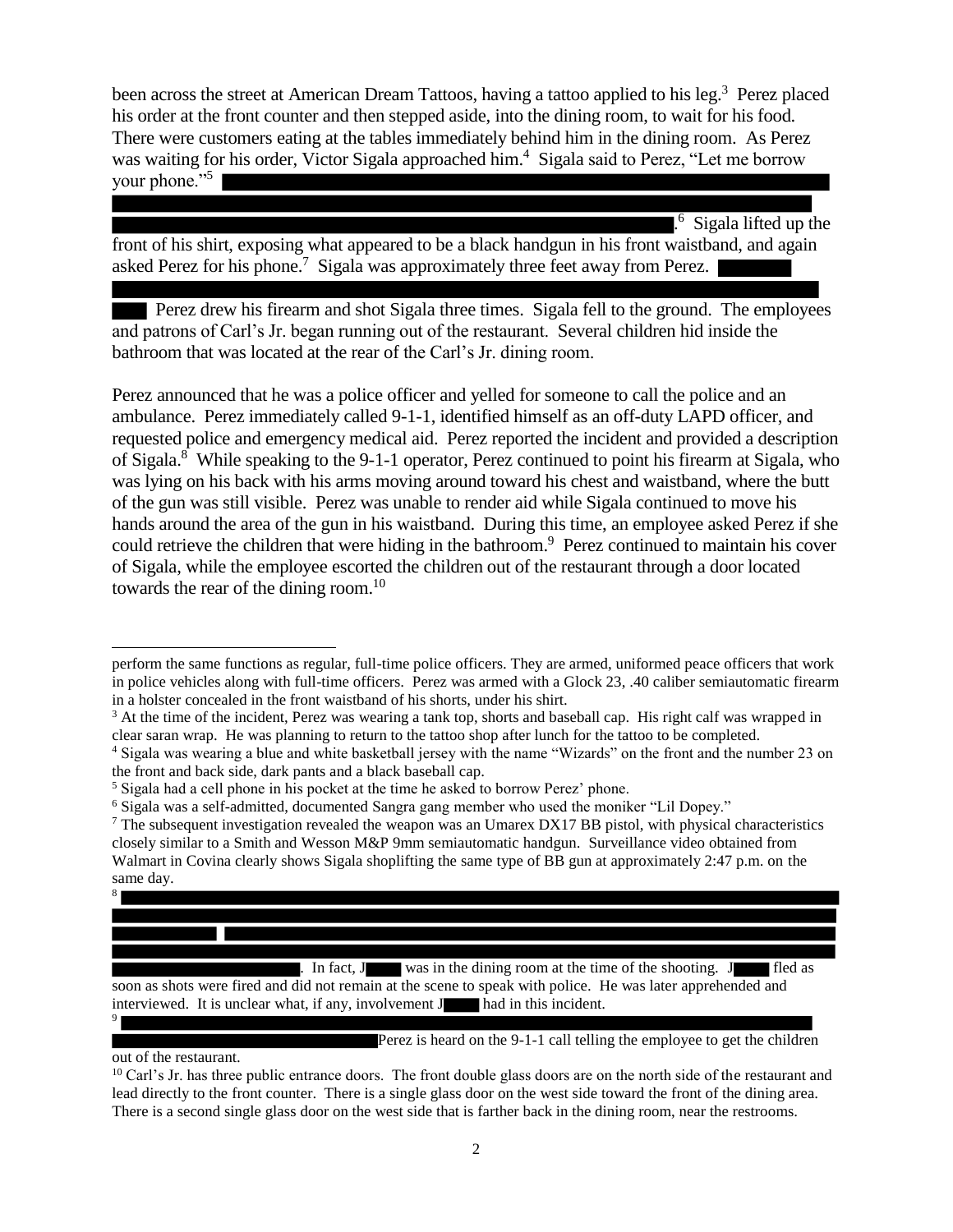been across the street at American Dream Tattoos, having a tattoo applied to his leg.[3] Perez placed his order at the front counter and then stepped aside, into the dining room, to wait for his food. There were customers eating at the tables immediately behind him in the dining room. As Perez was waiting for his order, Victor Sigala approached him.[4] Sigala said to Perez, "Let me borrow your phone."[5] ████████████████████████████████████████████████████████████████████████████████████████████████████████████████████████████.[6] Sigala lifted up the front of his shirt, exposing what appeared to be a black handgun in his front waistband, and again asked Perez for his phone.[7] Sigala was approximately three feet away from Perez. ████████████████████████████████████████████████████ Perez drew his firearm and shot Sigala three times. Sigala fell to the ground. The employees and patrons of Carl's Jr. began running out of the restaurant. Several children hid inside the bathroom that was located at the rear of the Carl's Jr. dining room.

Perez announced that he was a police officer and yelled for someone to call the police and an ambulance. Perez immediately called 9-1-1, identified himself as an off-duty LAPD officer, and requested police and emergency medical aid. Perez reported the incident and provided a description of Sigala.[8] While speaking to the 9-1-1 operator, Perez continued to point his firearm at Sigala, who was lying on his back with his arms moving around toward his chest and waistband, where the butt of the gun was still visible. Perez was unable to render aid while Sigala continued to move his hands around the area of the gun in his waistband. During this time, an employee asked Perez if she could retrieve the children that were hiding in the bathroom.[9] Perez continued to maintain his cover of Sigala, while the employee escorted the children out of the restaurant through a door located towards the rear of the dining room.[10]

---

perform the same functions as regular, full-time police officers. They are armed, uniformed peace officers that work in police vehicles along with full-time officers. Perez was armed with a Glock 23, .40 caliber semiautomatic firearm in a holster concealed in the front waistband of his shorts, under his shirt.

[3] At the time of the incident, Perez was wearing a tank top, shorts and baseball cap. His right calf was wrapped in clear saran wrap. He was planning to return to the tattoo shop after lunch for the tattoo to be completed.

[4] Sigala was wearing a blue and white basketball jersey with the name "Wizards" on the front and the number 23 on the front and back side, dark pants and a black baseball cap.

[5] Sigala had a cell phone in his pocket at the time he asked to borrow Perez' phone.

[6] Sigala was a self-admitted, documented Sangra gang member who used the moniker "Lil Dopey."

[7] The subsequent investigation revealed the weapon was an Umarex DX17 BB pistol, with physical characteristics closely similar to a Smith and Wesson M&P 9mm semiautomatic handgun. Surveillance video obtained from Walmart in Covina clearly shows Sigala shoplifting the same type of BB gun at approximately 2:47 p.m. on the same day.

[8] ████████████████████████████████████████████████████████████████████████████████. In fact, J████ was in the dining room at the time of the shooting. J████ fled as soon as shots were fired and did not remain at the scene to speak with police. He was later apprehended and interviewed. It is unclear what, if any, involvement J████ had in this incident.

[9] ████████████████████████████████████████████████ Perez is heard on the 9-1-1 call telling the employee to get the children out of the restaurant.

[10] Carl's Jr. has three public entrance doors. The front double glass doors are on the north side of the restaurant and lead directly to the front counter. There is a single glass door on the west side toward the front of the dining area. There is a second single glass door on the west side that is farther back in the dining room, near the restrooms.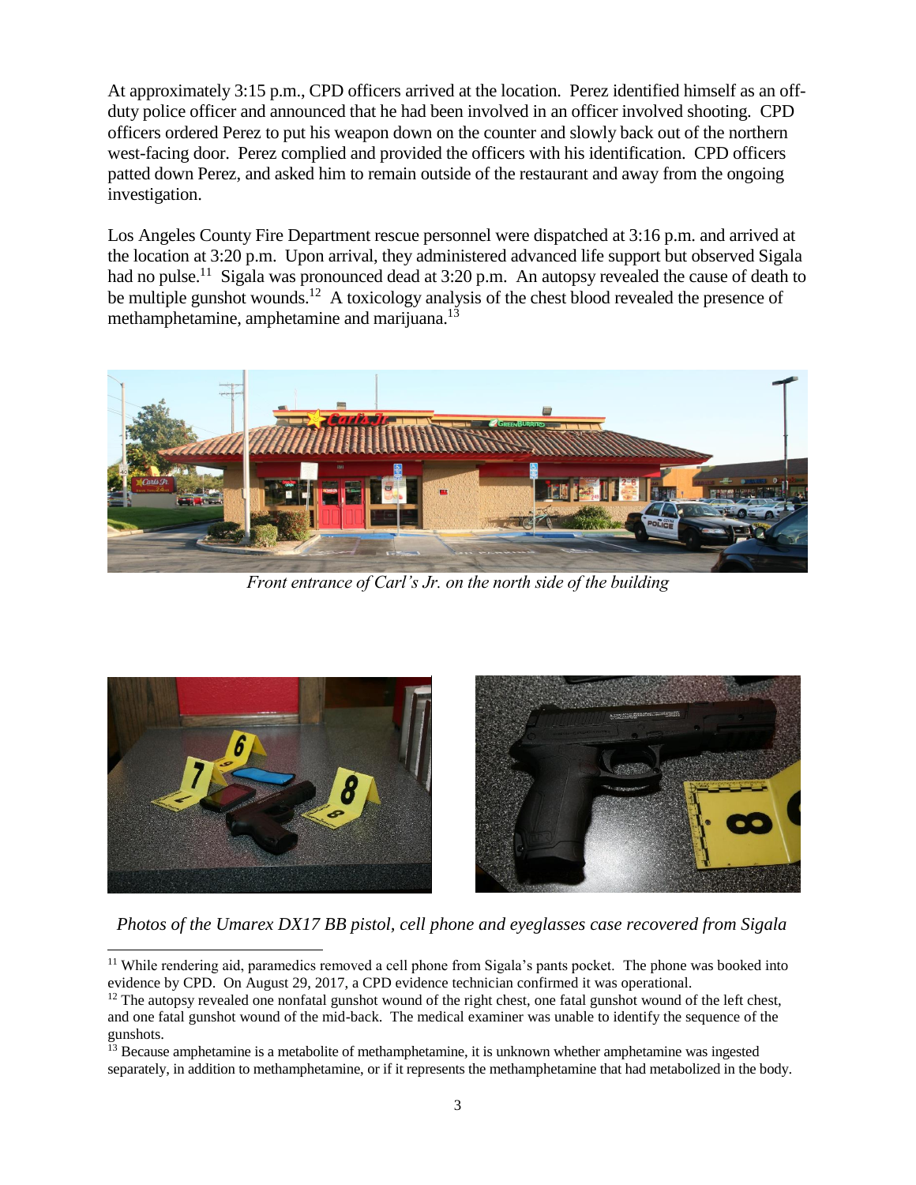At approximately 3:15 p.m., CPD officers arrived at the location. Perez identified himself as an off-duty police officer and announced that he had been involved in an officer involved shooting. CPD officers ordered Perez to put his weapon down on the counter and slowly back out of the northern west-facing door. Perez complied and provided the officers with his identification. CPD officers patted down Perez, and asked him to remain outside of the restaurant and away from the ongoing investigation.

Los Angeles County Fire Department rescue personnel were dispatched at 3:16 p.m. and arrived at the location at 3:20 p.m. Upon arrival, they administered advanced life support but observed Sigala had no pulse.[11] Sigala was pronounced dead at 3:20 p.m. An autopsy revealed the cause of death to be multiple gunshot wounds.[12] A toxicology analysis of the chest blood revealed the presence of methamphetamine, amphetamine and marijuana.[13]

*Front entrance of Carl's Jr. on the north side of the building*

*Photos of the Umarex DX17 BB pistol, cell phone and eyeglasses case recovered from Sigala*

---

[11] While rendering aid, paramedics removed a cell phone from Sigala's pants pocket. The phone was booked into evidence by CPD. On August 29, 2017, a CPD evidence technician confirmed it was operational.

[12] The autopsy revealed one nonfatal gunshot wound of the right chest, one fatal gunshot wound of the left chest, and one fatal gunshot wound of the mid-back. The medical examiner was unable to identify the sequence of the gunshots.

[13] Because amphetamine is a metabolite of methamphetamine, it is unknown whether amphetamine was ingested separately, in addition to methamphetamine, or if it represents the methamphetamine that had metabolized in the body.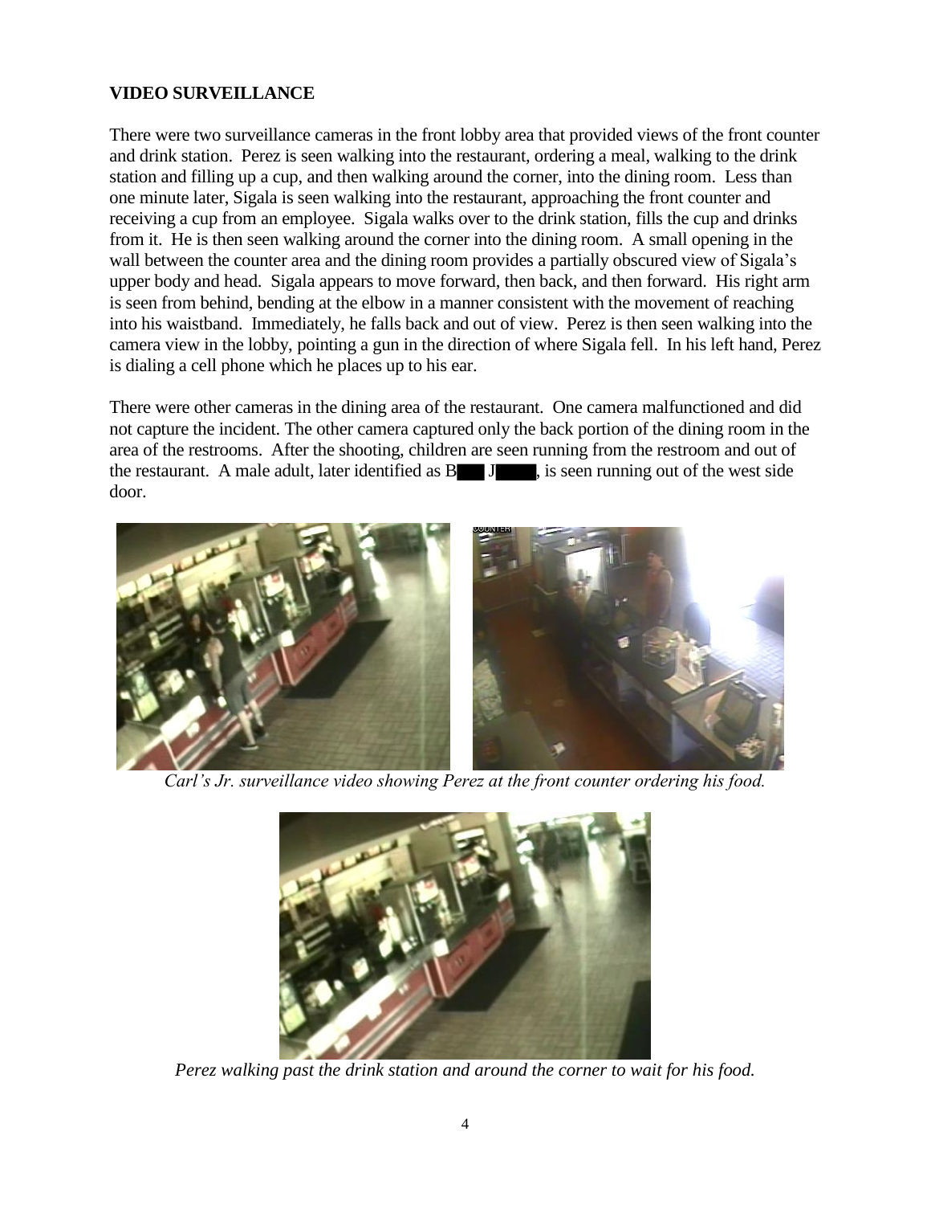## VIDEO SURVEILLANCE

There were two surveillance cameras in the front lobby area that provided views of the front counter and drink station. Perez is seen walking into the restaurant, ordering a meal, walking to the drink station and filling up a cup, and then walking around the corner, into the dining room. Less than one minute later, Sigala is seen walking into the restaurant, approaching the front counter and receiving a cup from an employee. Sigala walks over to the drink station, fills the cup and drinks from it. He is then seen walking around the corner into the dining room. A small opening in the wall between the counter area and the dining room provides a partially obscured view of Sigala's upper body and head. Sigala appears to move forward, then back, and then forward. His right arm is seen from behind, bending at the elbow in a manner consistent with the movement of reaching into his waistband. Immediately, he falls back and out of view. Perez is then seen walking into the camera view in the lobby, pointing a gun in the direction of where Sigala fell. In his left hand, Perez is dialing a cell phone which he places up to his ear.

There were other cameras in the dining area of the restaurant. One camera malfunctioned and did not capture the incident. The other camera captured only the back portion of the dining room in the area of the restrooms. After the shooting, children are seen running from the restroom and out of the restaurant. A male adult, later identified as B█ J█, is seen running out of the west side door.

*Carl's Jr. surveillance video showing Perez at the front counter ordering his food.*

*Perez walking past the drink station and around the corner to wait for his food.*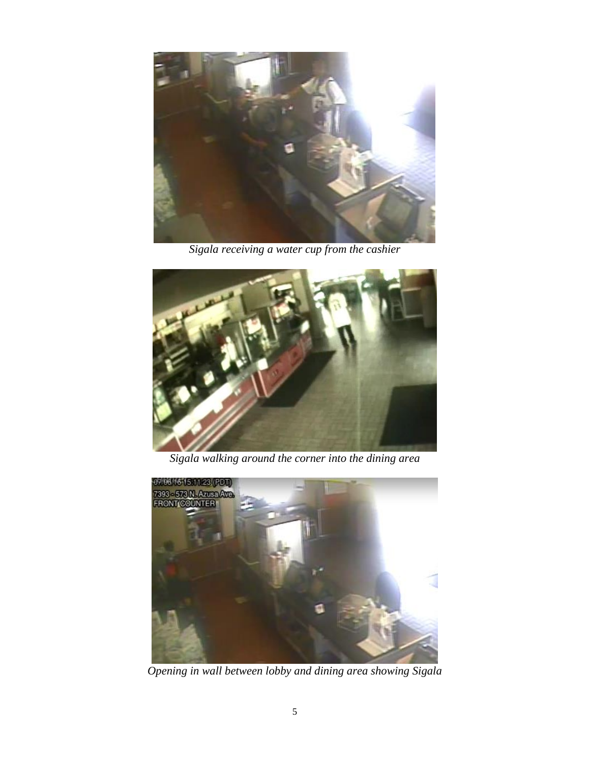*Sigala receiving a water cup from the cashier*

*Sigala walking around the corner into the dining area*

*Opening in wall between lobby and dining area showing Sigala*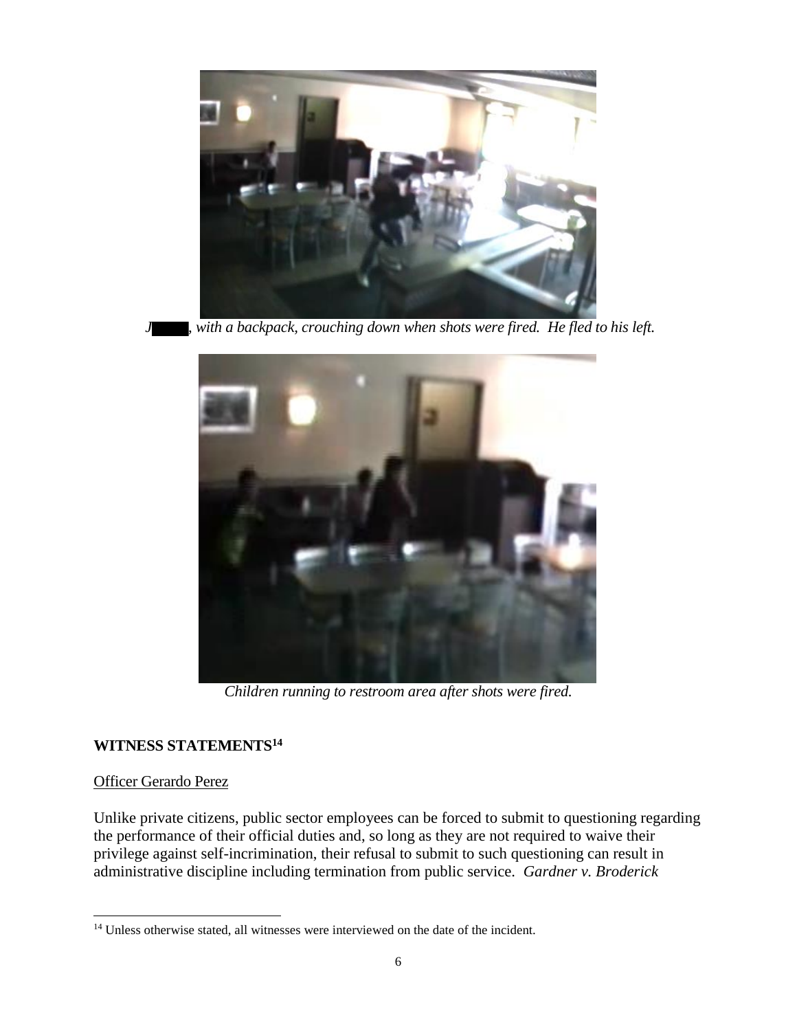*J█████, with a backpack, crouching down when shots were fired. He fled to his left.*

*Children running to restroom area after shots were fired.*

**WITNESS STATEMENTS**[14]

Officer Gerardo Perez

Unlike private citizens, public sector employees can be forced to submit to questioning regarding the performance of their official duties and, so long as they are not required to waive their privilege against self-incrimination, their refusal to submit to such questioning can result in administrative discipline including termination from public service. *Gardner v. Broderick*

---

[14] Unless otherwise stated, all witnesses were interviewed on the date of the incident.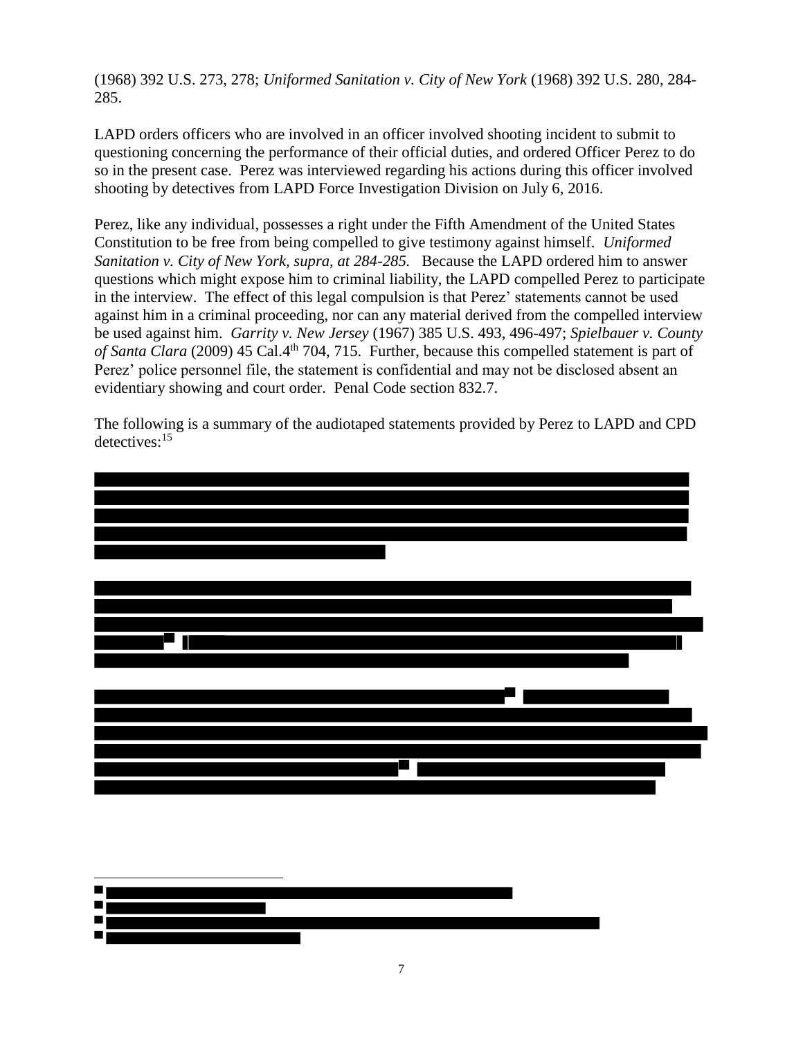(1968) 392 U.S. 273, 278; *Uniformed Sanitation v. City of New York* (1968) 392 U.S. 280, 284-285.

LAPD orders officers who are involved in an officer involved shooting incident to submit to questioning concerning the performance of their official duties, and ordered Officer Perez to do so in the present case. Perez was interviewed regarding his actions during this officer involved shooting by detectives from LAPD Force Investigation Division on July 6, 2016.

Perez, like any individual, possesses a right under the Fifth Amendment of the United States Constitution to be free from being compelled to give testimony against himself. *Uniformed Sanitation v. City of New York, supra, at 284-285.* Because the LAPD ordered him to answer questions which might expose him to criminal liability, the LAPD compelled Perez to participate in the interview. The effect of this legal compulsion is that Perez' statements cannot be used against him in a criminal proceeding, nor can any material derived from the compelled interview be used against him. *Garrity v. New Jersey* (1967) 385 U.S. 493, 496-497; *Spielbauer v. County of Santa Clara* (2009) 45 Cal.4[th] 704, 715. Further, because this compelled statement is part of Perez' police personnel file, the statement is confidential and may not be disclosed absent an evidentiary showing and court order. Penal Code section 832.7.

The following is a summary of the audiotaped statements provided by Perez to LAPD and CPD detectives:[15]

[REDACTED]

[REDACTED]

[REDACTED]

---

[REDACTED]

[REDACTED]

[REDACTED]

[REDACTED]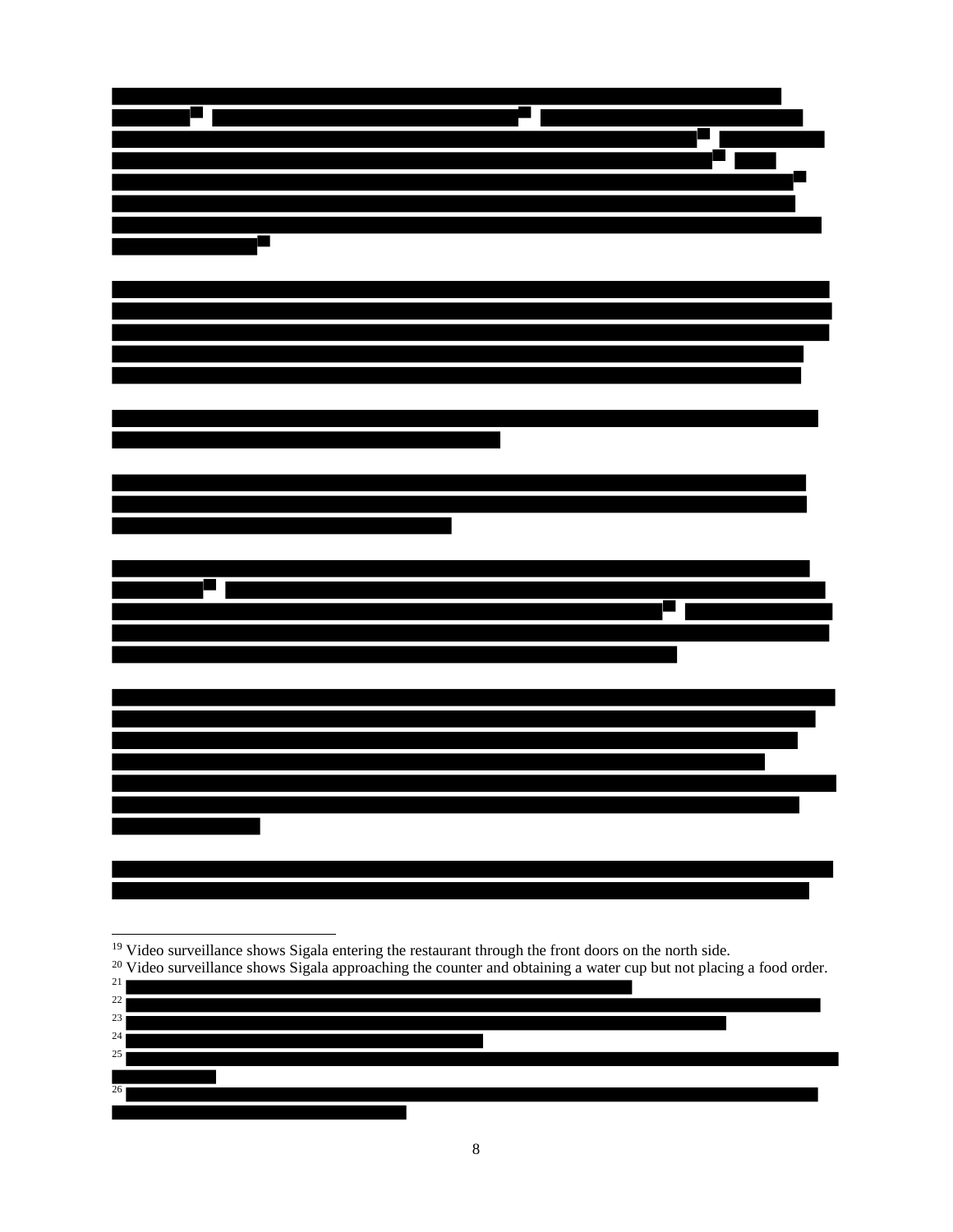[19] Video surveillance shows Sigala entering the restaurant through the front doors on the north side.

[20] Video surveillance shows Sigala approaching the counter and obtaining a water cup but not placing a food order.

[21]

[22]

[23]

[24]

[25]

[26]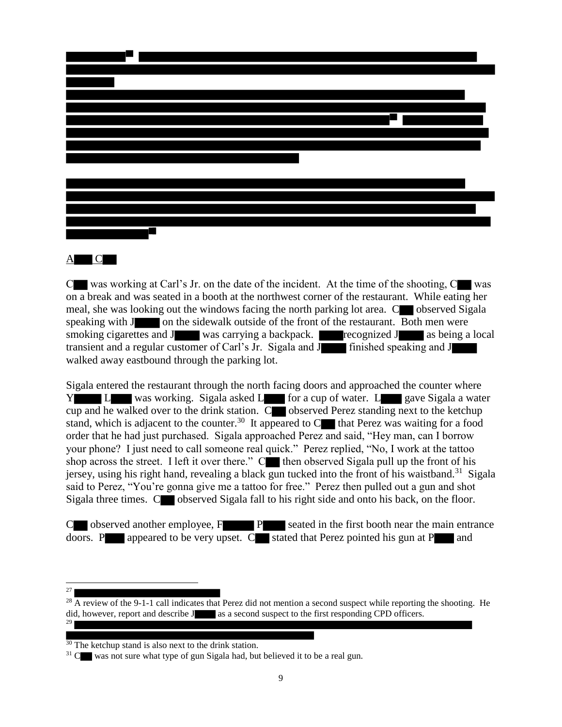A███ C██

C██ was working at Carl's Jr. on the date of the incident. At the time of the shooting, C██ was on a break and was seated in a booth at the northwest corner of the restaurant. While eating her meal, she was looking out the windows facing the north parking lot area. C██ observed Sigala speaking with J████ on the sidewalk outside of the front of the restaurant. Both men were smoking cigarettes and J████ was carrying a backpack. ████ recognized J████ as being a local transient and a regular customer of Carl's Jr. Sigala and J████ finished speaking and J████ walked away eastbound through the parking lot.

Sigala entered the restaurant through the north facing doors and approached the counter where Y████ L████ was working. Sigala asked L████ for a cup of water. L████ gave Sigala a water cup and he walked over to the drink station. C██ observed Perez standing next to the ketchup stand, which is adjacent to the counter.[30] It appeared to C██ that Perez was waiting for a food order that he had just purchased. Sigala approached Perez and said, "Hey man, can I borrow your phone? I just need to call someone real quick." Perez replied, "No, I work at the tattoo shop across the street. I left it over there." C██ then observed Sigala pull up the front of his jersey, using his right hand, revealing a black gun tucked into the front of his waistband.[31] Sigala said to Perez, "You're gonna give me a tattoo for free." Perez then pulled out a gun and shot Sigala three times. C██ observed Sigala fall to his right side and onto his back, on the floor.

C██ observed another employee, F████ P████ seated in the first booth near the main entrance doors. P████ appeared to be very upset. C██ stated that Perez pointed his gun at P████ and

---

[27] ████

[28] A review of the 9-1-1 call indicates that Perez did not mention a second suspect while reporting the shooting. He did, however, report and describe J████ as a second suspect to the first responding CPD officers.

[29] ████

[30] The ketchup stand is also next to the drink station.

[31] C██ was not sure what type of gun Sigala had, but believed it to be a real gun.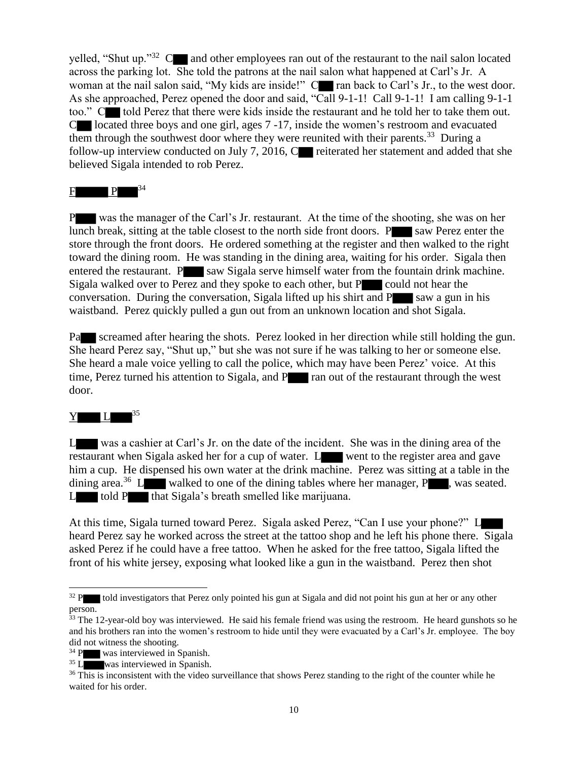yelled, "Shut up."[32] C█ and other employees ran out of the restaurant to the nail salon located across the parking lot. She told the patrons at the nail salon what happened at Carl's Jr. A woman at the nail salon said, "My kids are inside!" C█ ran back to Carl's Jr., to the west door. As she approached, Perez opened the door and said, "Call 9-1-1! Call 9-1-1! I am calling 9-1-1 too." C█ told Perez that there were kids inside the restaurant and he told her to take them out. C█ located three boys and one girl, ages 7 -17, inside the women's restroom and evacuated them through the southwest door where they were reunited with their parents.[33] During a follow-up interview conducted on July 7, 2016, C█ reiterated her statement and added that she believed Sigala intended to rob Perez.

F█ P█[34]

P█ was the manager of the Carl's Jr. restaurant. At the time of the shooting, she was on her lunch break, sitting at the table closest to the north side front doors. P█ saw Perez enter the store through the front doors. He ordered something at the register and then walked to the right toward the dining room. He was standing in the dining area, waiting for his order. Sigala then entered the restaurant. P█ saw Sigala serve himself water from the fountain drink machine. Sigala walked over to Perez and they spoke to each other, but P█ could not hear the conversation. During the conversation, Sigala lifted up his shirt and P█ saw a gun in his waistband. Perez quickly pulled a gun out from an unknown location and shot Sigala.

Pa█ screamed after hearing the shots. Perez looked in her direction while still holding the gun. She heard Perez say, "Shut up," but she was not sure if he was talking to her or someone else. She heard a male voice yelling to call the police, which may have been Perez' voice. At this time, Perez turned his attention to Sigala, and P█ ran out of the restaurant through the west door.

Y█ L█[35]

L█ was a cashier at Carl's Jr. on the date of the incident. She was in the dining area of the restaurant when Sigala asked her for a cup of water. L█ went to the register area and gave him a cup. He dispensed his own water at the drink machine. Perez was sitting at a table in the dining area.[36] L█ walked to one of the dining tables where her manager, P█, was seated. L█ told P█ that Sigala's breath smelled like marijuana.

At this time, Sigala turned toward Perez. Sigala asked Perez, "Can I use your phone?" L█ heard Perez say he worked across the street at the tattoo shop and he left his phone there. Sigala asked Perez if he could have a free tattoo. When he asked for the free tattoo, Sigala lifted the front of his white jersey, exposing what looked like a gun in the waistband. Perez then shot

---

[32] P█ told investigators that Perez only pointed his gun at Sigala and did not point his gun at her or any other person.

[33] The 12-year-old boy was interviewed. He said his female friend was using the restroom. He heard gunshots so he and his brothers ran into the women's restroom to hide until they were evacuated by a Carl's Jr. employee. The boy did not witness the shooting.

[34] P█ was interviewed in Spanish.

[35] L█ was interviewed in Spanish.

[36] This is inconsistent with the video surveillance that shows Perez standing to the right of the counter while he waited for his order.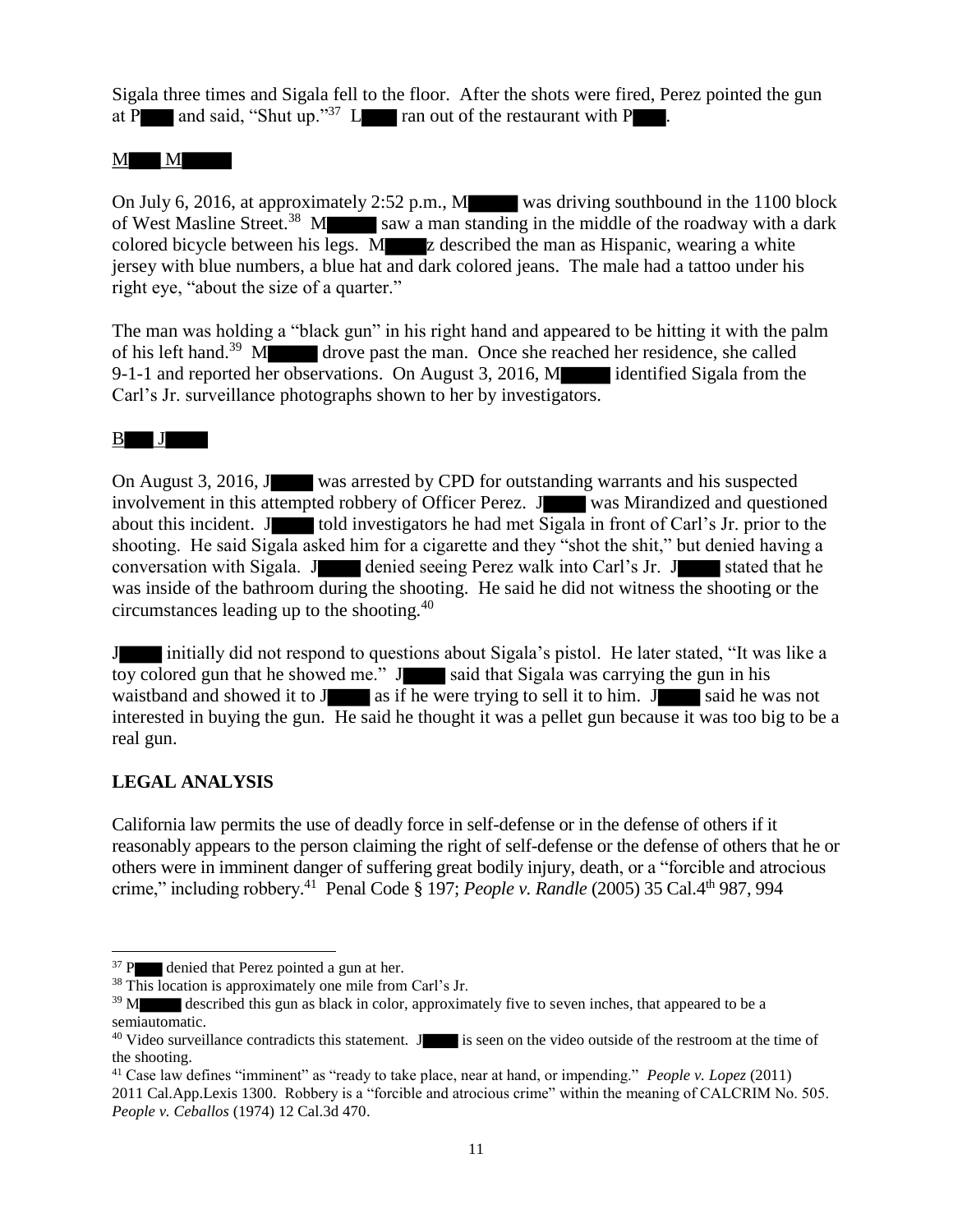Sigala three times and Sigala fell to the floor. After the shots were fired, Perez pointed the gun at P█ and said, "Shut up."[37] L█ ran out of the restaurant with P█.

M█ M█

On July 6, 2016, at approximately 2:52 p.m., M█ was driving southbound in the 1100 block of West Masline Street.[38] M█ saw a man standing in the middle of the roadway with a dark colored bicycle between his legs. M█z described the man as Hispanic, wearing a white jersey with blue numbers, a blue hat and dark colored jeans. The male had a tattoo under his right eye, "about the size of a quarter."

The man was holding a "black gun" in his right hand and appeared to be hitting it with the palm of his left hand.[39] M█ drove past the man. Once she reached her residence, she called 9-1-1 and reported her observations. On August 3, 2016, M█ identified Sigala from the Carl's Jr. surveillance photographs shown to her by investigators.

B█ J█

On August 3, 2016, J█ was arrested by CPD for outstanding warrants and his suspected involvement in this attempted robbery of Officer Perez. J█ was Mirandized and questioned about this incident. J█ told investigators he had met Sigala in front of Carl's Jr. prior to the shooting. He said Sigala asked him for a cigarette and they "shot the shit," but denied having a conversation with Sigala. J█ denied seeing Perez walk into Carl's Jr. J█ stated that he was inside of the bathroom during the shooting. He said he did not witness the shooting or the circumstances leading up to the shooting.[40]

J█ initially did not respond to questions about Sigala's pistol. He later stated, "It was like a toy colored gun that he showed me." J█ said that Sigala was carrying the gun in his waistband and showed it to J█ as if he were trying to sell it to him. J█ said he was not interested in buying the gun. He said he thought it was a pellet gun because it was too big to be a real gun.

## LEGAL ANALYSIS

California law permits the use of deadly force in self-defense or in the defense of others if it reasonably appears to the person claiming the right of self-defense or the defense of others that he or others were in imminent danger of suffering great bodily injury, death, or a "forcible and atrocious crime," including robbery.[41] Penal Code § 197; *People v. Randle* (2005) 35 Cal.4th 987, 994

---

[37] P█ denied that Perez pointed a gun at her.

[38] This location is approximately one mile from Carl's Jr.

[39] M█ described this gun as black in color, approximately five to seven inches, that appeared to be a semiautomatic.

[40] Video surveillance contradicts this statement. J█ is seen on the video outside of the restroom at the time of the shooting.

[41] Case law defines "imminent" as "ready to take place, near at hand, or impending." *People v. Lopez* (2011) 2011 Cal.App.Lexis 1300. Robbery is a "forcible and atrocious crime" within the meaning of CALCRIM No. 505. *People v. Ceballos* (1974) 12 Cal.3d 470.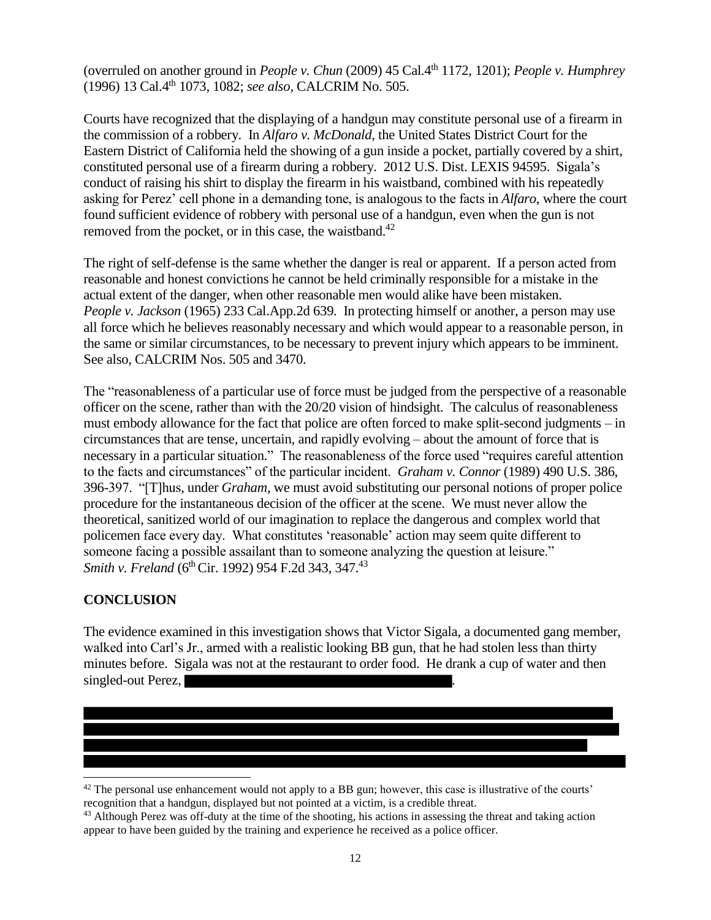(overruled on another ground in *People v. Chun* (2009) 45 Cal.4th 1172, 1201); *People v. Humphrey* (1996) 13 Cal.4th 1073, 1082; *see also,* CALCRIM No. 505.

Courts have recognized that the displaying of a handgun may constitute personal use of a firearm in the commission of a robbery. In *Alfaro v. McDonald*, the United States District Court for the Eastern District of California held the showing of a gun inside a pocket, partially covered by a shirt, constituted personal use of a firearm during a robbery. 2012 U.S. Dist. LEXIS 94595. Sigala's conduct of raising his shirt to display the firearm in his waistband, combined with his repeatedly asking for Perez' cell phone in a demanding tone, is analogous to the facts in *Alfaro*, where the court found sufficient evidence of robbery with personal use of a handgun, even when the gun is not removed from the pocket, or in this case, the waistband.[42]

The right of self-defense is the same whether the danger is real or apparent. If a person acted from reasonable and honest convictions he cannot be held criminally responsible for a mistake in the actual extent of the danger, when other reasonable men would alike have been mistaken. *People v. Jackson* (1965) 233 Cal.App.2d 639. In protecting himself or another, a person may use all force which he believes reasonably necessary and which would appear to a reasonable person, in the same or similar circumstances, to be necessary to prevent injury which appears to be imminent. See also, CALCRIM Nos. 505 and 3470.

The "reasonableness of a particular use of force must be judged from the perspective of a reasonable officer on the scene, rather than with the 20/20 vision of hindsight. The calculus of reasonableness must embody allowance for the fact that police are often forced to make split-second judgments – in circumstances that are tense, uncertain, and rapidly evolving – about the amount of force that is necessary in a particular situation." The reasonableness of the force used "requires careful attention to the facts and circumstances" of the particular incident. *Graham v. Connor* (1989) 490 U.S. 386, 396-397. "[T]hus, under *Graham*, we must avoid substituting our personal notions of proper police procedure for the instantaneous decision of the officer at the scene. We must never allow the theoretical, sanitized world of our imagination to replace the dangerous and complex world that policemen face every day. What constitutes 'reasonable' action may seem quite different to someone facing a possible assailant than to someone analyzing the question at leisure." *Smith v. Freland* (6th Cir. 1992) 954 F.2d 343, 347.[43]

## CONCLUSION

The evidence examined in this investigation shows that Victor Sigala, a documented gang member, walked into Carl's Jr., armed with a realistic looking BB gun, that he had stolen less than thirty minutes before. Sigala was not at the restaurant to order food. He drank a cup of water and then singled-out Perez, [REDACTED].

[REDACTED]

[42] The personal use enhancement would not apply to a BB gun; however, this case is illustrative of the courts' recognition that a handgun, displayed but not pointed at a victim, is a credible threat.

[43] Although Perez was off-duty at the time of the shooting, his actions in assessing the threat and taking action appear to have been guided by the training and experience he received as a police officer.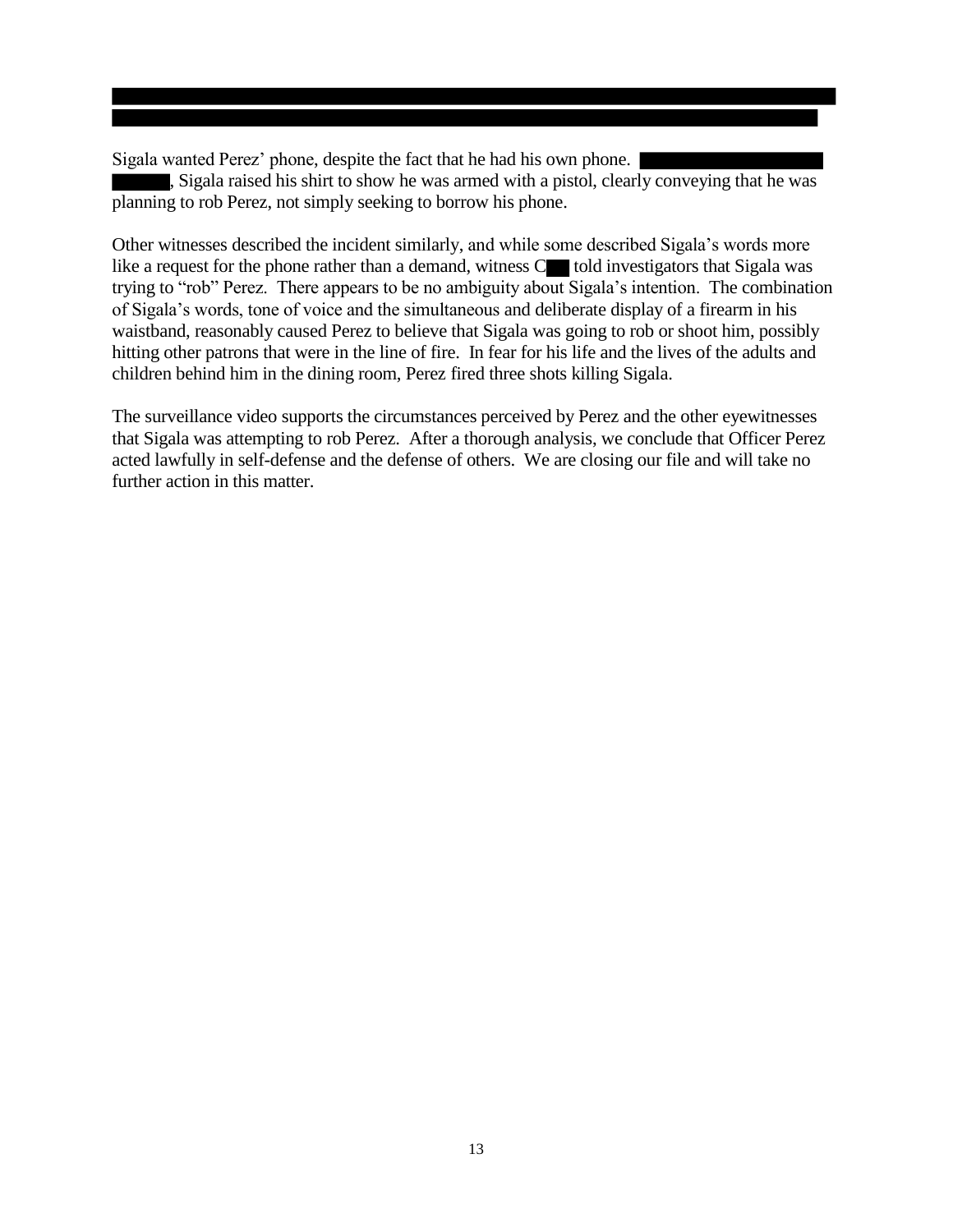Sigala wanted Perez' phone, despite the fact that he had his own phone. ██████████ ██████, Sigala raised his shirt to show he was armed with a pistol, clearly conveying that he was planning to rob Perez, not simply seeking to borrow his phone.

Other witnesses described the incident similarly, and while some described Sigala's words more like a request for the phone rather than a demand, witness C██ told investigators that Sigala was trying to "rob" Perez. There appears to be no ambiguity about Sigala's intention. The combination of Sigala's words, tone of voice and the simultaneous and deliberate display of a firearm in his waistband, reasonably caused Perez to believe that Sigala was going to rob or shoot him, possibly hitting other patrons that were in the line of fire. In fear for his life and the lives of the adults and children behind him in the dining room, Perez fired three shots killing Sigala.

The surveillance video supports the circumstances perceived by Perez and the other eyewitnesses that Sigala was attempting to rob Perez. After a thorough analysis, we conclude that Officer Perez acted lawfully in self-defense and the defense of others. We are closing our file and will take no further action in this matter.